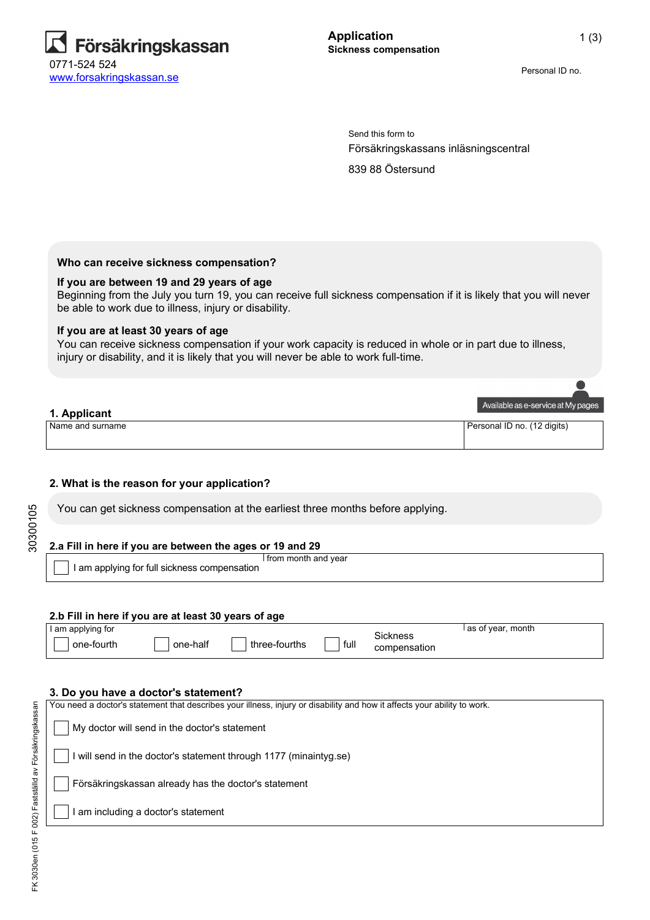**Försäkringskassan**

0771-524 524
www.forsakringskassan.se

# Application
**Sickness compensation**

Personal ID no.

Send this form to
Försäkringskassans inläsningscentral
839 88 Östersund

**Who can receive sickness compensation?**

**If you are between 19 and 29 years of age**
Beginning from the July you turn 19, you can receive full sickness compensation if it is likely that you will never be able to work due to illness, injury or disability.

**If you are at least 30 years of age**
You can receive sickness compensation if your work capacity is reduced in whole or in part due to illness, injury or disability, and it is likely that you will never be able to work full-time.

Available as e-service at My pages

## 1. Applicant

| Name and surname | Personal ID no. (12 digits) |
|---|---|
| | |

## 2. What is the reason for your application?

You can get sickness compensation at the earliest three months before applying.

### 2.a Fill in here if you are between the ages or 19 and 29

| | from month and year |
|---|---|
| ☐ I am applying for full sickness compensation | |

### 2.b Fill in here if you are at least 30 years of age

I am applying for

☐ one-fourth ☐ one-half ☐ three-fourths ☐ full Sickness compensation

as of year, month

## 3. Do you have a doctor's statement?

You need a doctor's statement that describes your illness, injury or disability and how it affects your ability to work.

☐ My doctor will send in the doctor's statement

☐ I will send in the doctor's statement through 1177 (minaintyg.se)

☐ Försäkringskassan already has the doctor's statement

☐ I am including a doctor's statement

3030010​5

FK 3030en (015 F 002) Fastställd av Försäkringskassan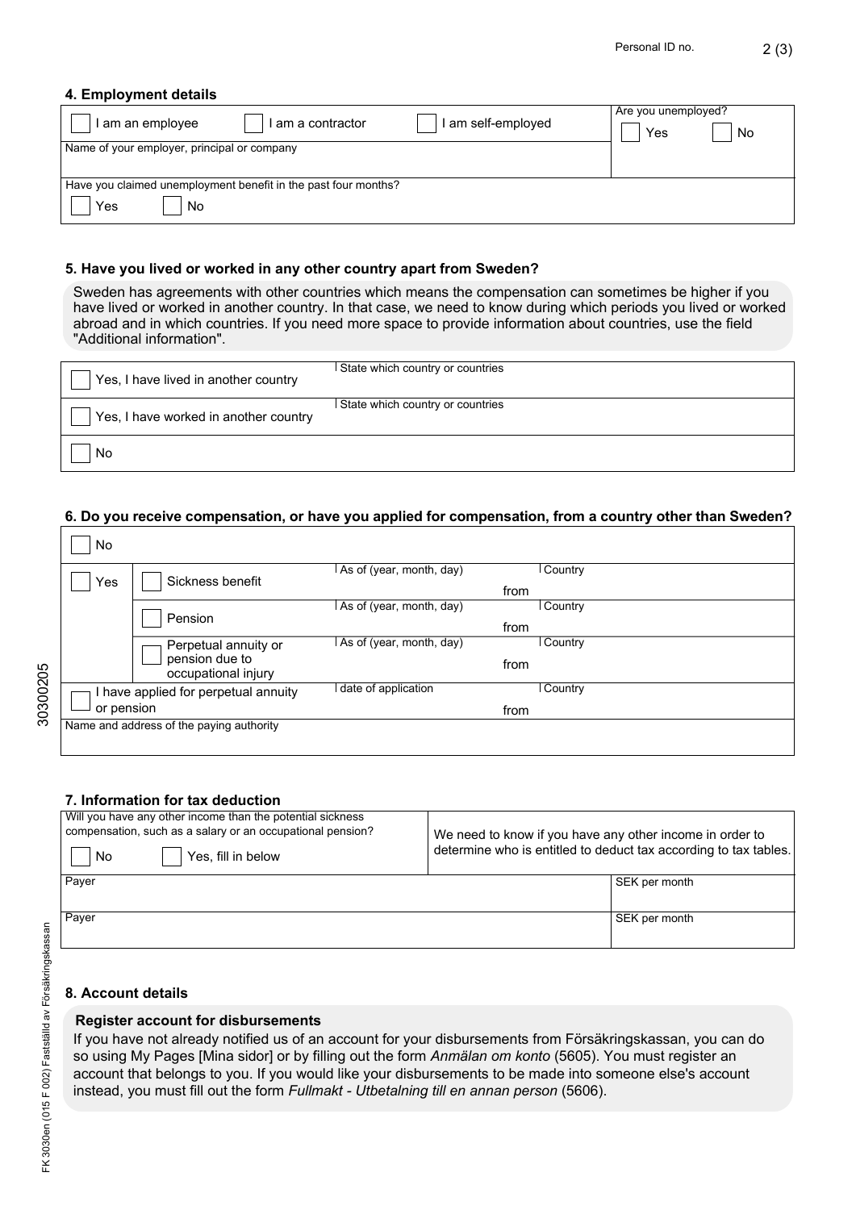Personal ID no.

## 4. Employment details

| ☐ I am an employee ☐ I am a contractor ☐ I am self-employed | Are you unemployed? ☐ Yes ☐ No |
|---|---|
| Name of your employer, principal or company | |
| Have you claimed unemployment benefit in the past four months? ☐ Yes ☐ No | |

## 5. Have you lived or worked in any other country apart from Sweden?

Sweden has agreements with other countries which means the compensation can sometimes be higher if you have lived or worked in another country. In that case, we need to know during which periods you lived or worked abroad and in which countries. If you need more space to provide information about countries, use the field "Additional information".

| | |
|---|---|
| ☐ Yes, I have lived in another country | State which country or countries |
| ☐ Yes, I have worked in another country | State which country or countries |
| ☐ No | |

## 6. Do you receive compensation, or have you applied for compensation, from a country other than Sweden?

| | | | |
|---|---|---|---|
| ☐ No | | | |
| ☐ Yes | ☐ Sickness benefit | As of (year, month, day) from | Country |
| | ☐ Pension | As of (year, month, day) from | Country |
| | ☐ Perpetual annuity or pension due to occupational injury | As of (year, month, day) from | Country |
| ☐ I have applied for perpetual annuity or pension | | date of application from | Country |
| Name and address of the paying authority | | | |

## 7. Information for tax deduction

| Will you have any other income than the potential sickness compensation, such as a salary or an occupational pension? ☐ No ☐ Yes, fill in below | We need to know if you have any other income in order to determine who is entitled to deduct tax according to tax tables. |
|---|---|
| Payer | SEK per month |
| Payer | SEK per month |

## 8. Account details

**Register account for disbursements**

If you have not already notified us of an account for your disbursements from Försäkringskassan, you can do so using My Pages [Mina sidor] or by filling out the form *Anmälan om konto* (5605). You must register an account that belongs to you. If you would like your disbursements to be made into someone else's account instead, you must fill out the form *Fullmakt - Utbetalning till en annan person* (5606).

30300205

FK 3030en (015 F 002) Fastställd av Försäkringskassan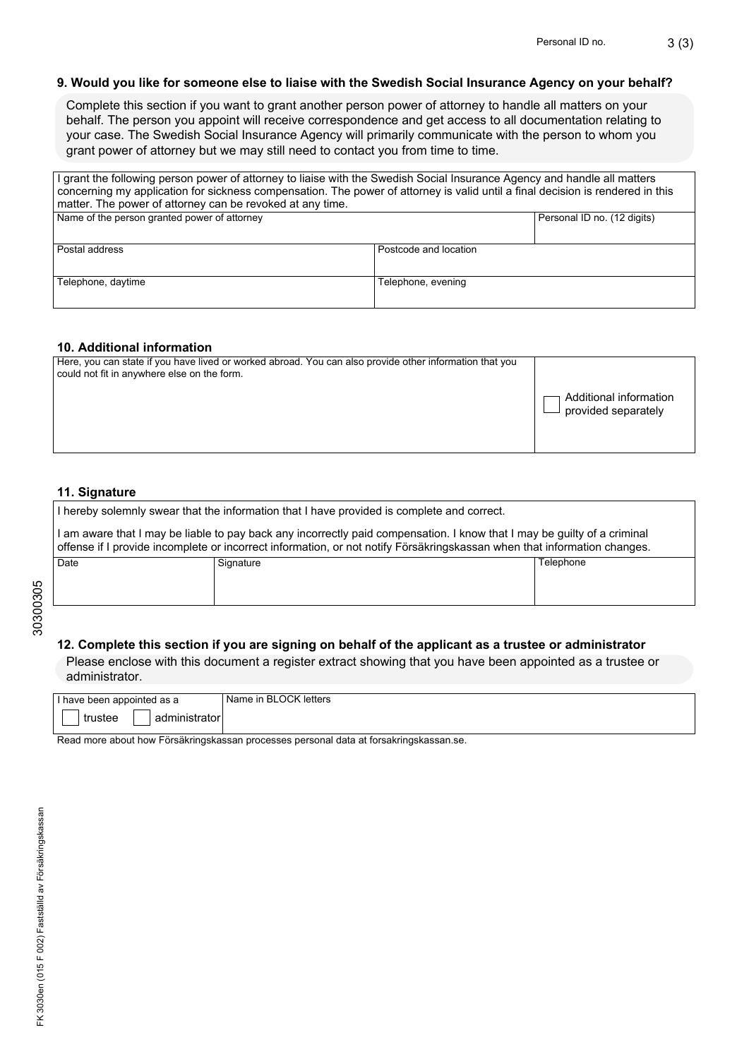### 9. Would you like for someone else to liaise with the Swedish Social Insurance Agency on your behalf?

Complete this section if you want to grant another person power of attorney to handle all matters on your behalf. The person you appoint will receive correspondence and get access to all documentation relating to your case. The Swedish Social Insurance Agency will primarily communicate with the person to whom you grant power of attorney but we may still need to contact you from time to time.

I grant the following person power of attorney to liaise with the Swedish Social Insurance Agency and handle all matters concerning my application for sickness compensation. The power of attorney is valid until a final decision is rendered in this matter. The power of attorney can be revoked at any time.

| Name of the person granted power of attorney | | Personal ID no. (12 digits) |
|---|---|---|
| | | |
| Postal address | Postcode and location | |
| | | |
| Telephone, daytime | Telephone, evening | |
| | | |

### 10. Additional information

| Here, you can state if you have lived or worked abroad. You can also provide other information that you could not fit in anywhere else on the form. | ☐ Additional information provided separately |
|---|---|
| | |

### 11. Signature

I hereby solemnly swear that the information that I have provided is complete and correct.

I am aware that I may be liable to pay back any incorrectly paid compensation. I know that I may be guilty of a criminal offense if I provide incomplete or incorrect information, or not notify Försäkringskassan when that information changes.

| Date | Signature | Telephone |
|---|---|---|
| | | |

### 12. Complete this section if you are signing on behalf of the applicant as a trustee or administrator

Please enclose with this document a register extract showing that you have been appointed as a trustee or administrator.

| I have been appointed as a ☐ trustee ☐ administrator | Name in BLOCK letters |
|---|---|
| | |

Read more about how Försäkringskassan processes personal data at forsakringskassan.se.

30300305

FK 3030en (015 F 002) Fastställd av Försäkringskassan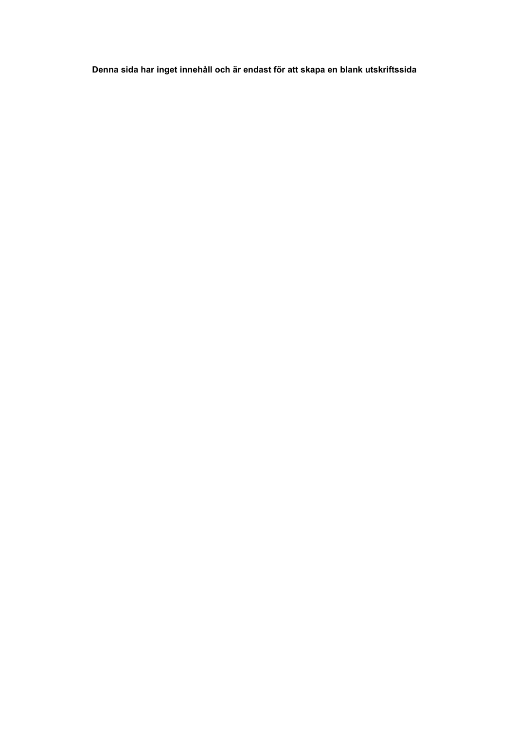**Denna sida har inget innehåll och är endast för att skapa en blank utskriftssida**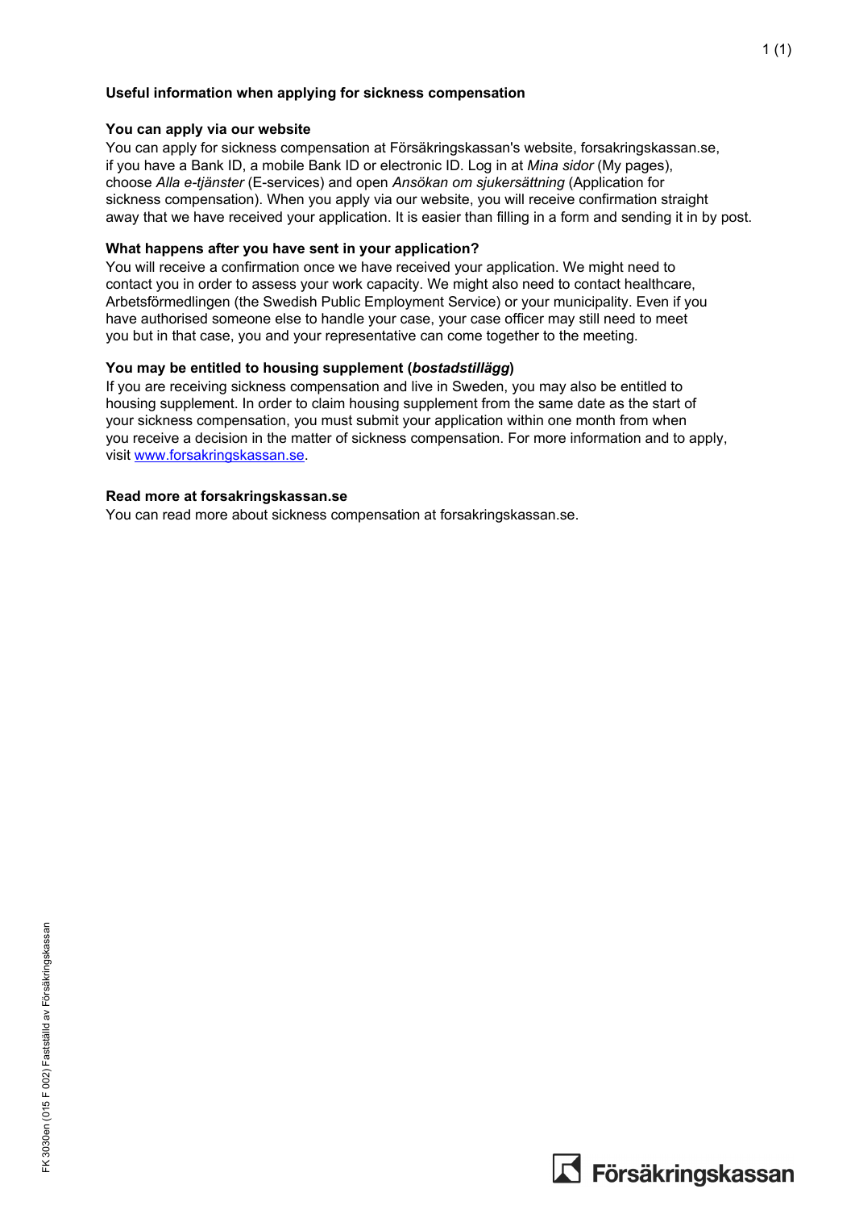**Useful information when applying for sickness compensation**

**You can apply via our website**

You can apply for sickness compensation at Försäkringskassan's website, forsakringskassan.se, if you have a Bank ID, a mobile Bank ID or electronic ID. Log in at *Mina sidor* (My pages), choose *Alla e-tjänster* (E-services) and open *Ansökan om sjukersättning* (Application for sickness compensation). When you apply via our website, you will receive confirmation straight away that we have received your application. It is easier than filling in a form and sending it in by post.

**What happens after you have sent in your application?**

You will receive a confirmation once we have received your application. We might need to contact you in order to assess your work capacity. We might also need to contact healthcare, Arbetsförmedlingen (the Swedish Public Employment Service) or your municipality. Even if you have authorised someone else to handle your case, your case officer may still need to meet you but in that case, you and your representative can come together to the meeting.

**You may be entitled to housing supplement (*bostadstillägg*)**

If you are receiving sickness compensation and live in Sweden, you may also be entitled to housing supplement. In order to claim housing supplement from the same date as the start of your sickness compensation, you must submit your application within one month from when you receive a decision in the matter of sickness compensation. For more information and to apply, visit [www.forsakringskassan.se](http://www.forsakringskassan.se).

**Read more at forsakringskassan.se**

You can read more about sickness compensation at forsakringskassan.se.

FK 3030en (015 F 002) Fastställd av Försäkringskassan